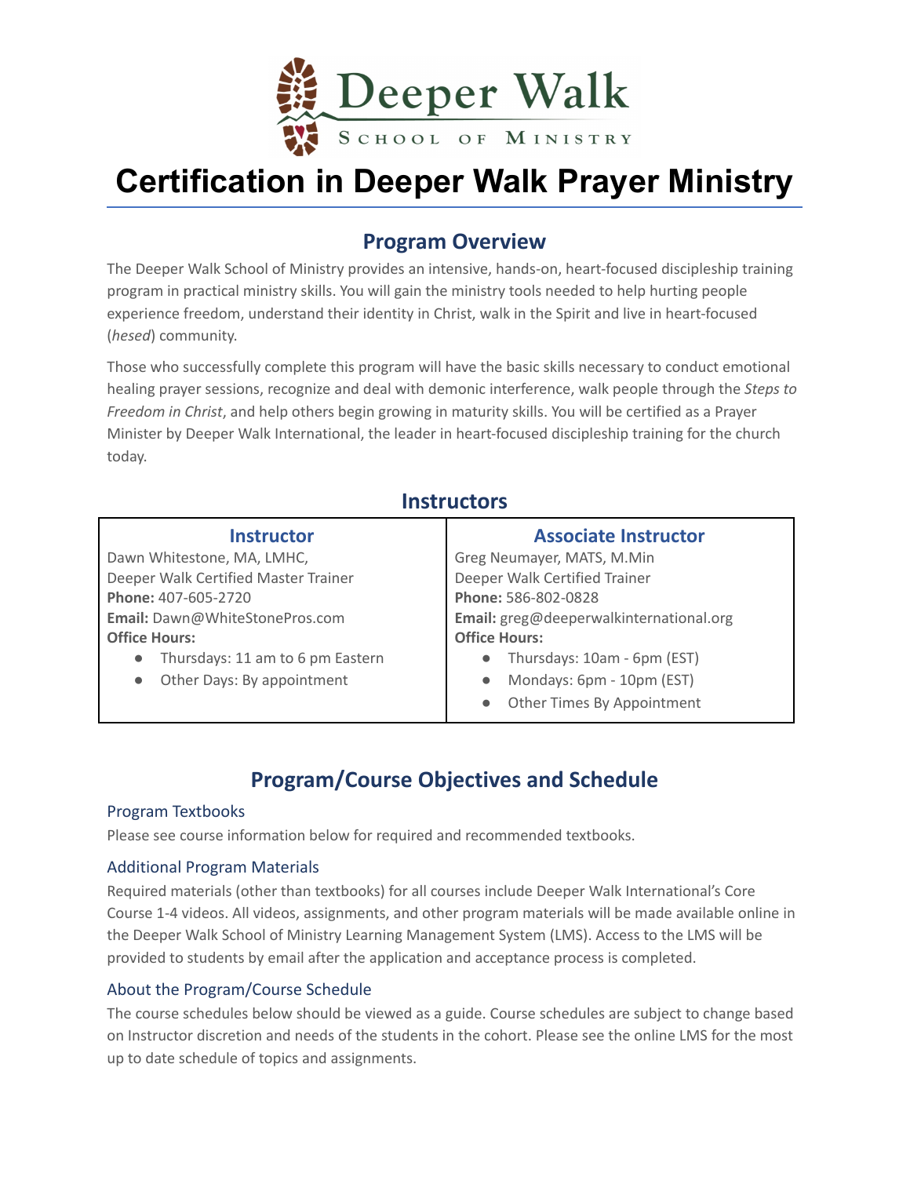Deeper Walk

SCHOOL OF MINISTRY

# Certification in Deeper Walk Prayer Ministry

## Program Overview

The Deeper Walk School of Ministry provides an intensive, hands-on, heart-focused discipleship training program in practical ministry skills. You will gain the ministry tools needed to help hurting people experience freedom, understand their identity in Christ, walk in the Spirit and live in heart-focused (*hesed*) community.

Those who successfully complete this program will have the basic skills necessary to conduct emotional healing prayer sessions, recognize and deal with demonic interference, walk people through the *Steps to Freedom in Christ*, and help others begin growing in maturity skills. You will be certified as a Prayer Minister by Deeper Walk International, the leader in heart-focused discipleship training for the church today.

## Instructors

| Instructor | Associate Instructor |
|---|---|
| Dawn Whitestone, MA, LMHC,<br>Deeper Walk Certified Master Trainer<br>**Phone:** 407-605-2720<br>**Email:** Dawn@WhiteStonePros.com<br>**Office Hours:**<br>● Thursdays: 11 am to 6 pm Eastern<br>● Other Days: By appointment | Greg Neumayer, MATS, M.Min<br>Deeper Walk Certified Trainer<br>**Phone:** 586-802-0828<br>**Email:** greg@deeperwalkinternational.org<br>**Office Hours:**<br>● Thursdays: 10am - 6pm (EST)<br>● Mondays: 6pm - 10pm (EST)<br>● Other Times By Appointment |

## Program/Course Objectives and Schedule

### Program Textbooks

Please see course information below for required and recommended textbooks.

### Additional Program Materials

Required materials (other than textbooks) for all courses include Deeper Walk International's Core Course 1-4 videos. All videos, assignments, and other program materials will be made available online in the Deeper Walk School of Ministry Learning Management System (LMS). Access to the LMS will be provided to students by email after the application and acceptance process is completed.

### About the Program/Course Schedule

The course schedules below should be viewed as a guide. Course schedules are subject to change based on Instructor discretion and needs of the students in the cohort. Please see the online LMS for the most up to date schedule of topics and assignments.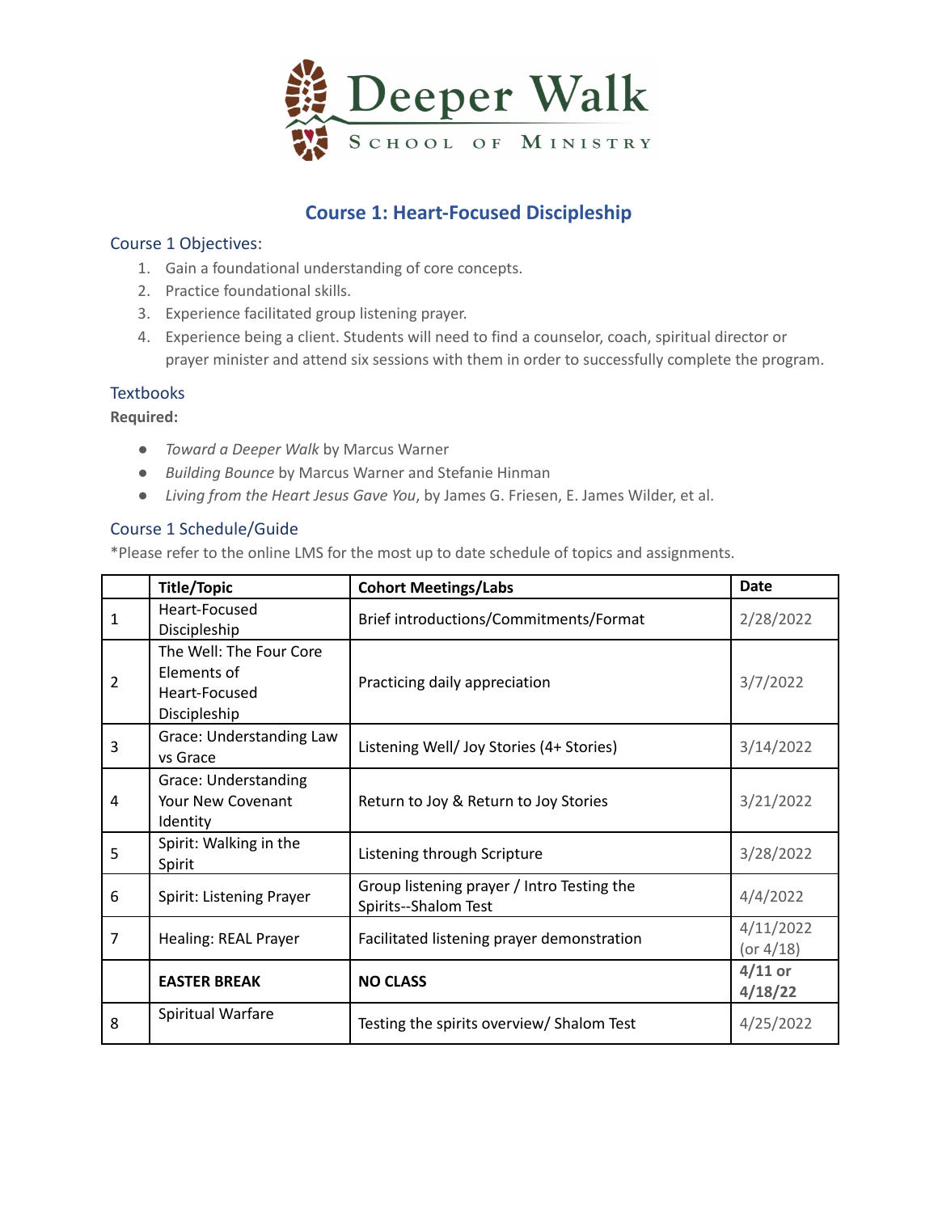Deeper Walk

School of Ministry

## Course 1: Heart-Focused Discipleship

### Course 1 Objectives:

1. Gain a foundational understanding of core concepts.
2. Practice foundational skills.
3. Experience facilitated group listening prayer.
4. Experience being a client. Students will need to find a counselor, coach, spiritual director or prayer minister and attend six sessions with them in order to successfully complete the program.

### Textbooks

**Required:**

- *Toward a Deeper Walk* by Marcus Warner
- *Building Bounce* by Marcus Warner and Stefanie Hinman
- *Living from the Heart Jesus Gave You*, by James G. Friesen, E. James Wilder, et al.

### Course 1 Schedule/Guide

*Please refer to the online LMS for the most up to date schedule of topics and assignments.

| | Title/Topic | Cohort Meetings/Labs | Date |
|---|---|---|---|
| 1 | Heart-Focused Discipleship | Brief introductions/Commitments/Format | 2/28/2022 |
| 2 | The Well: The Four Core Elements of Heart-Focused Discipleship | Practicing daily appreciation | 3/7/2022 |
| 3 | Grace: Understanding Law vs Grace | Listening Well/ Joy Stories (4+ Stories) | 3/14/2022 |
| 4 | Grace: Understanding Your New Covenant Identity | Return to Joy & Return to Joy Stories | 3/21/2022 |
| 5 | Spirit: Walking in the Spirit | Listening through Scripture | 3/28/2022 |
| 6 | Spirit: Listening Prayer | Group listening prayer / Intro Testing the Spirits--Shalom Test | 4/4/2022 |
| 7 | Healing: REAL Prayer | Facilitated listening prayer demonstration | 4/11/2022 (or 4/18) |
| | **EASTER BREAK** | **NO CLASS** | **4/11 or 4/18/22** |
| 8 | Spiritual Warfare | Testing the spirits overview/ Shalom Test | 4/25/2022 |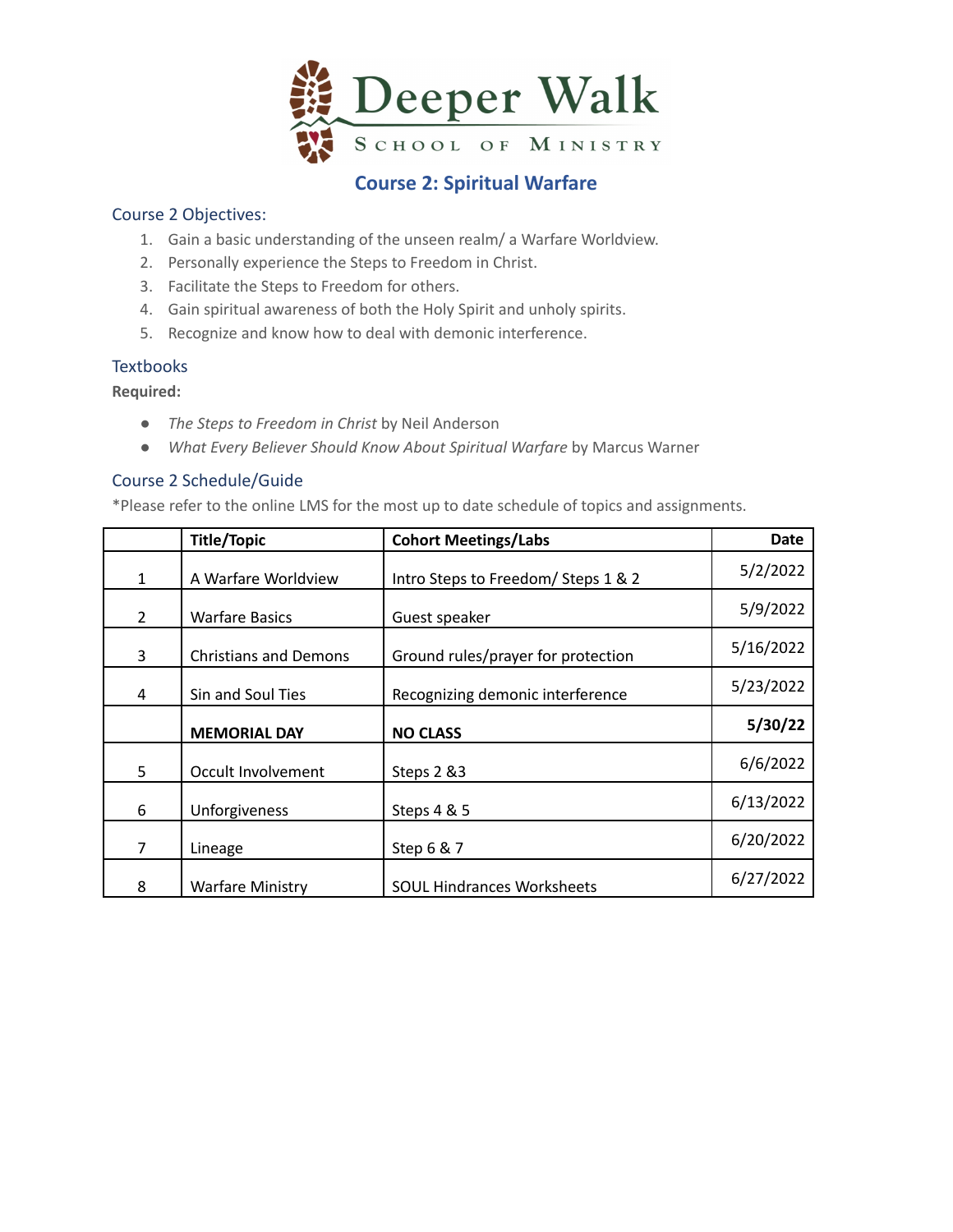# Deeper Walk School of Ministry

## Course 2: Spiritual Warfare

### Course 2 Objectives:

1. Gain a basic understanding of the unseen realm/ a Warfare Worldview.
2. Personally experience the Steps to Freedom in Christ.
3. Facilitate the Steps to Freedom for others.
4. Gain spiritual awareness of both the Holy Spirit and unholy spirits.
5. Recognize and know how to deal with demonic interference.

### Textbooks

**Required:**

- *The Steps to Freedom in Christ* by Neil Anderson
- *What Every Believer Should Know About Spiritual Warfare* by Marcus Warner

### Course 2 Schedule/Guide

*Please refer to the online LMS for the most up to date schedule of topics and assignments.

| | Title/Topic | Cohort Meetings/Labs | Date |
|---|---|---|---|
| 1 | A Warfare Worldview | Intro Steps to Freedom/ Steps 1 & 2 | 5/2/2022 |
| 2 | Warfare Basics | Guest speaker | 5/9/2022 |
| 3 | Christians and Demons | Ground rules/prayer for protection | 5/16/2022 |
| 4 | Sin and Soul Ties | Recognizing demonic interference | 5/23/2022 |
| | **MEMORIAL DAY** | **NO CLASS** | **5/30/22** |
| 5 | Occult Involvement | Steps 2 &3 | 6/6/2022 |
| 6 | Unforgiveness | Steps 4 & 5 | 6/13/2022 |
| 7 | Lineage | Step 6 & 7 | 6/20/2022 |
| 8 | Warfare Ministry | SOUL Hindrances Worksheets | 6/27/2022 |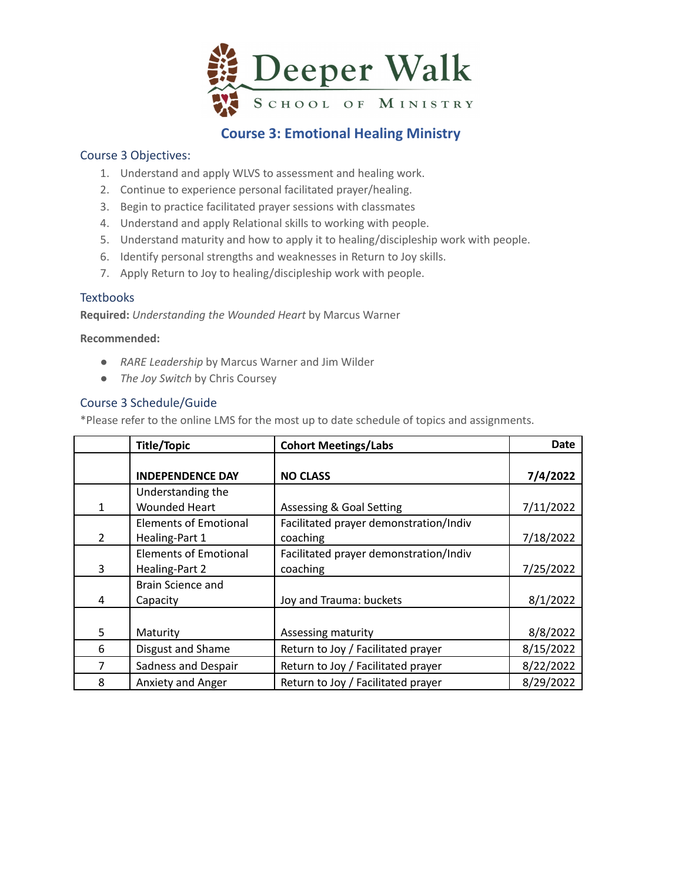Deeper Walk School of Ministry

## Course 3: Emotional Healing Ministry

### Course 3 Objectives:

1. Understand and apply WLVS to assessment and healing work.
2. Continue to experience personal facilitated prayer/healing.
3. Begin to practice facilitated prayer sessions with classmates
4. Understand and apply Relational skills to working with people.
5. Understand maturity and how to apply it to healing/discipleship work with people.
6. Identify personal strengths and weaknesses in Return to Joy skills.
7. Apply Return to Joy to healing/discipleship work with people.

### Textbooks

**Required:** *Understanding the Wounded Heart* by Marcus Warner

**Recommended:**

- *RARE Leadership* by Marcus Warner and Jim Wilder
- *The Joy Switch* by Chris Coursey

### Course 3 Schedule/Guide

*Please refer to the online LMS for the most up to date schedule of topics and assignments.

| | Title/Topic | Cohort Meetings/Labs | Date |
|---|---|---|---|
| | **INDEPENDENCE DAY** | **NO CLASS** | **7/4/2022** |
| 1 | Understanding the Wounded Heart | Assessing & Goal Setting | 7/11/2022 |
| 2 | Elements of Emotional Healing-Part 1 | Facilitated prayer demonstration/Indiv coaching | 7/18/2022 |
| 3 | Elements of Emotional Healing-Part 2 | Facilitated prayer demonstration/Indiv coaching | 7/25/2022 |
| 4 | Brain Science and Capacity | Joy and Trauma: buckets | 8/1/2022 |
| 5 | Maturity | Assessing maturity | 8/8/2022 |
| 6 | Disgust and Shame | Return to Joy / Facilitated prayer | 8/15/2022 |
| 7 | Sadness and Despair | Return to Joy / Facilitated prayer | 8/22/2022 |
| 8 | Anxiety and Anger | Return to Joy / Facilitated prayer | 8/29/2022 |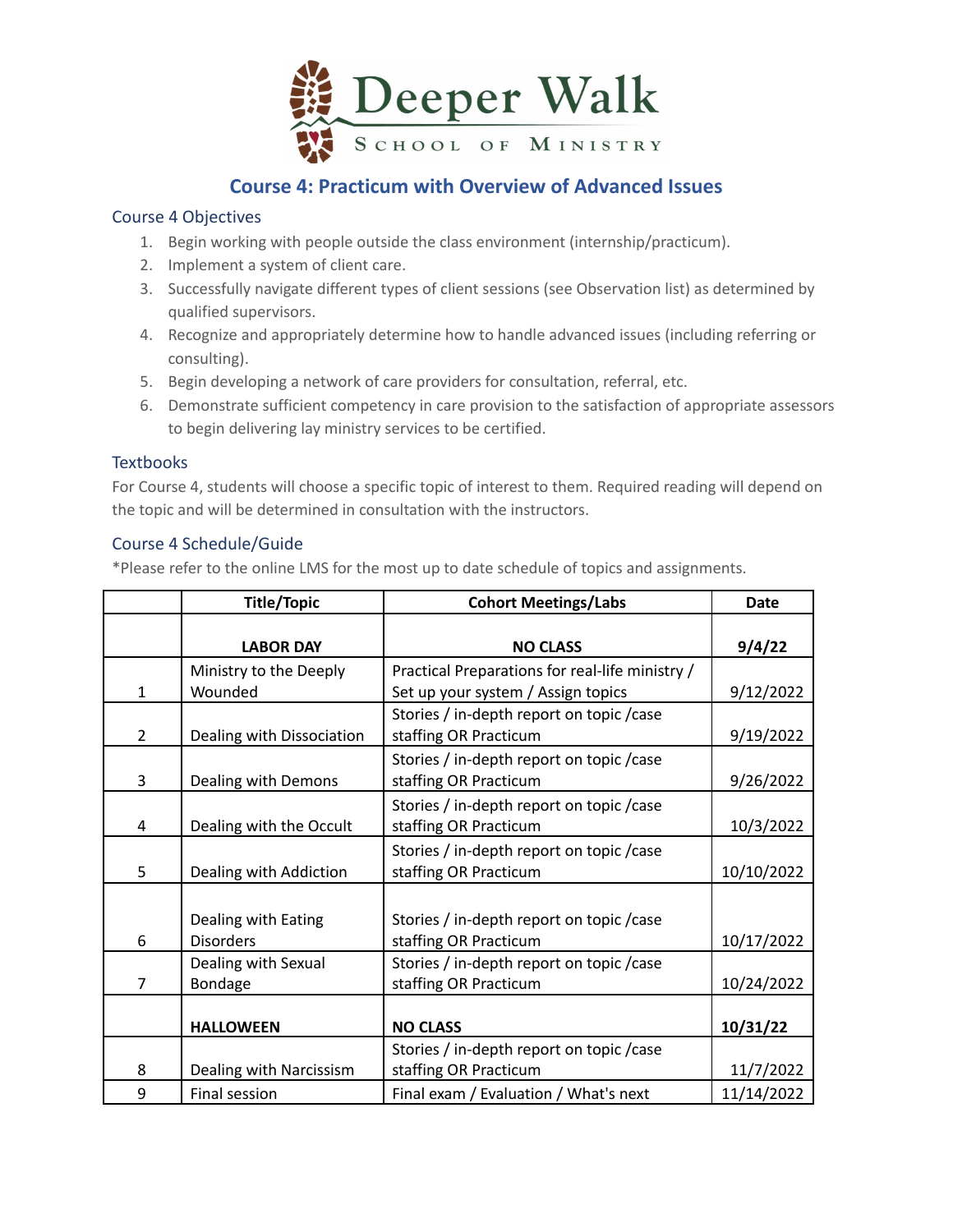# Deeper Walk School of Ministry

## Course 4: Practicum with Overview of Advanced Issues

### Course 4 Objectives

1. Begin working with people outside the class environment (internship/practicum).
2. Implement a system of client care.
3. Successfully navigate different types of client sessions (see Observation list) as determined by qualified supervisors.
4. Recognize and appropriately determine how to handle advanced issues (including referring or consulting).
5. Begin developing a network of care providers for consultation, referral, etc.
6. Demonstrate sufficient competency in care provision to the satisfaction of appropriate assessors to begin delivering lay ministry services to be certified.

### Textbooks

For Course 4, students will choose a specific topic of interest to them. Required reading will depend on the topic and will be determined in consultation with the instructors.

### Course 4 Schedule/Guide

*Please refer to the online LMS for the most up to date schedule of topics and assignments.

| | Title/Topic | Cohort Meetings/Labs | Date |
|---|---|---|---|
| | **LABOR DAY** | **NO CLASS** | **9/4/22** |
| 1 | Ministry to the Deeply Wounded | Practical Preparations for real-life ministry / Set up your system / Assign topics | 9/12/2022 |
| 2 | Dealing with Dissociation | Stories / in-depth report on topic /case staffing OR Practicum | 9/19/2022 |
| 3 | Dealing with Demons | Stories / in-depth report on topic /case staffing OR Practicum | 9/26/2022 |
| 4 | Dealing with the Occult | Stories / in-depth report on topic /case staffing OR Practicum | 10/3/2022 |
| 5 | Dealing with Addiction | Stories / in-depth report on topic /case staffing OR Practicum | 10/10/2022 |
| 6 | Dealing with Eating Disorders | Stories / in-depth report on topic /case staffing OR Practicum | 10/17/2022 |
| 7 | Dealing with Sexual Bondage | Stories / in-depth report on topic /case staffing OR Practicum | 10/24/2022 |
| | **HALLOWEEN** | **NO CLASS** | **10/31/22** |
| 8 | Dealing with Narcissism | Stories / in-depth report on topic /case staffing OR Practicum | 11/7/2022 |
| 9 | Final session | Final exam / Evaluation / What's next | 11/14/2022 |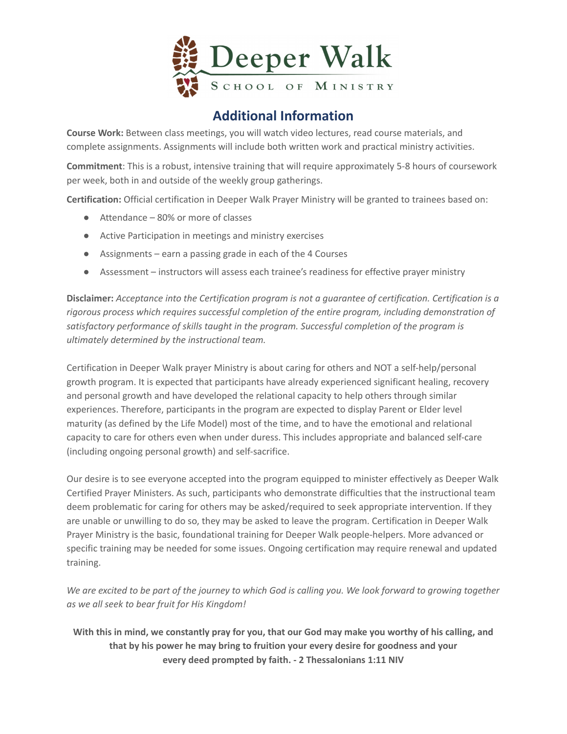# Additional Information

**Course Work:** Between class meetings, you will watch video lectures, read course materials, and complete assignments. Assignments will include both written work and practical ministry activities.

**Commitment**: This is a robust, intensive training that will require approximately 5-8 hours of coursework per week, both in and outside of the weekly group gatherings.

**Certification:** Official certification in Deeper Walk Prayer Ministry will be granted to trainees based on:

- Attendance – 80% or more of classes
- Active Participation in meetings and ministry exercises
- Assignments – earn a passing grade in each of the 4 Courses
- Assessment – instructors will assess each trainee's readiness for effective prayer ministry

**Disclaimer:** *Acceptance into the Certification program is not a guarantee of certification. Certification is a rigorous process which requires successful completion of the entire program, including demonstration of satisfactory performance of skills taught in the program. Successful completion of the program is ultimately determined by the instructional team.*

Certification in Deeper Walk prayer Ministry is about caring for others and NOT a self-help/personal growth program. It is expected that participants have already experienced significant healing, recovery and personal growth and have developed the relational capacity to help others through similar experiences. Therefore, participants in the program are expected to display Parent or Elder level maturity (as defined by the Life Model) most of the time, and to have the emotional and relational capacity to care for others even when under duress. This includes appropriate and balanced self-care (including ongoing personal growth) and self-sacrifice.

Our desire is to see everyone accepted into the program equipped to minister effectively as Deeper Walk Certified Prayer Ministers. As such, participants who demonstrate difficulties that the instructional team deem problematic for caring for others may be asked/required to seek appropriate intervention. If they are unable or unwilling to do so, they may be asked to leave the program. Certification in Deeper Walk Prayer Ministry is the basic, foundational training for Deeper Walk people-helpers. More advanced or specific training may be needed for some issues. Ongoing certification may require renewal and updated training.

*We are excited to be part of the journey to which God is calling you. We look forward to growing together as we all seek to bear fruit for His Kingdom!*

**With this in mind, we constantly pray for you, that our God may make you worthy of his calling, and that by his power he may bring to fruition your every desire for goodness and your every deed prompted by faith. - 2 Thessalonians 1:11 NIV**